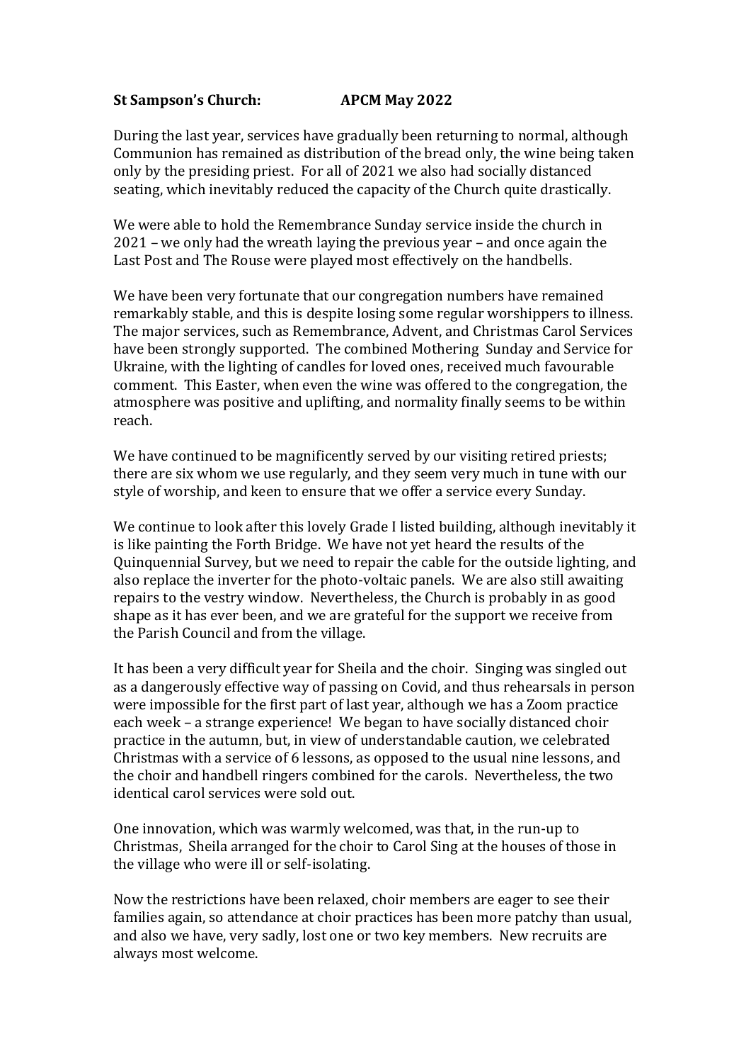**St Sampson's Church: APCM May 2022**

During the last year, services have gradually been returning to normal, although Communion has remained as distribution of the bread only, the wine being taken only by the presiding priest. For all of 2021 we also had socially distanced seating, which inevitably reduced the capacity of the Church quite drastically.

We were able to hold the Remembrance Sunday service inside the church in 2021 – we only had the wreath laying the previous year – and once again the Last Post and The Rouse were played most effectively on the handbells.

We have been very fortunate that our congregation numbers have remained remarkably stable, and this is despite losing some regular worshippers to illness. The major services, such as Remembrance, Advent, and Christmas Carol Services have been strongly supported. The combined Mothering Sunday and Service for Ukraine, with the lighting of candles for loved ones, received much favourable comment. This Easter, when even the wine was offered to the congregation, the atmosphere was positive and uplifting, and normality finally seems to be within reach.

We have continued to be magnificently served by our visiting retired priests; there are six whom we use regularly, and they seem very much in tune with our style of worship, and keen to ensure that we offer a service every Sunday.

We continue to look after this lovely Grade I listed building, although inevitably it is like painting the Forth Bridge. We have not yet heard the results of the Quinquennial Survey, but we need to repair the cable for the outside lighting, and also replace the inverter for the photo-voltaic panels. We are also still awaiting repairs to the vestry window. Nevertheless, the Church is probably in as good shape as it has ever been, and we are grateful for the support we receive from the Parish Council and from the village.

It has been a very difficult year for Sheila and the choir. Singing was singled out as a dangerously effective way of passing on Covid, and thus rehearsals in person were impossible for the first part of last year, although we has a Zoom practice each week – a strange experience! We began to have socially distanced choir practice in the autumn, but, in view of understandable caution, we celebrated Christmas with a service of 6 lessons, as opposed to the usual nine lessons, and the choir and handbell ringers combined for the carols. Nevertheless, the two identical carol services were sold out.

One innovation, which was warmly welcomed, was that, in the run-up to Christmas, Sheila arranged for the choir to Carol Sing at the houses of those in the village who were ill or self-isolating.

Now the restrictions have been relaxed, choir members are eager to see their families again, so attendance at choir practices has been more patchy than usual, and also we have, very sadly, lost one or two key members. New recruits are always most welcome.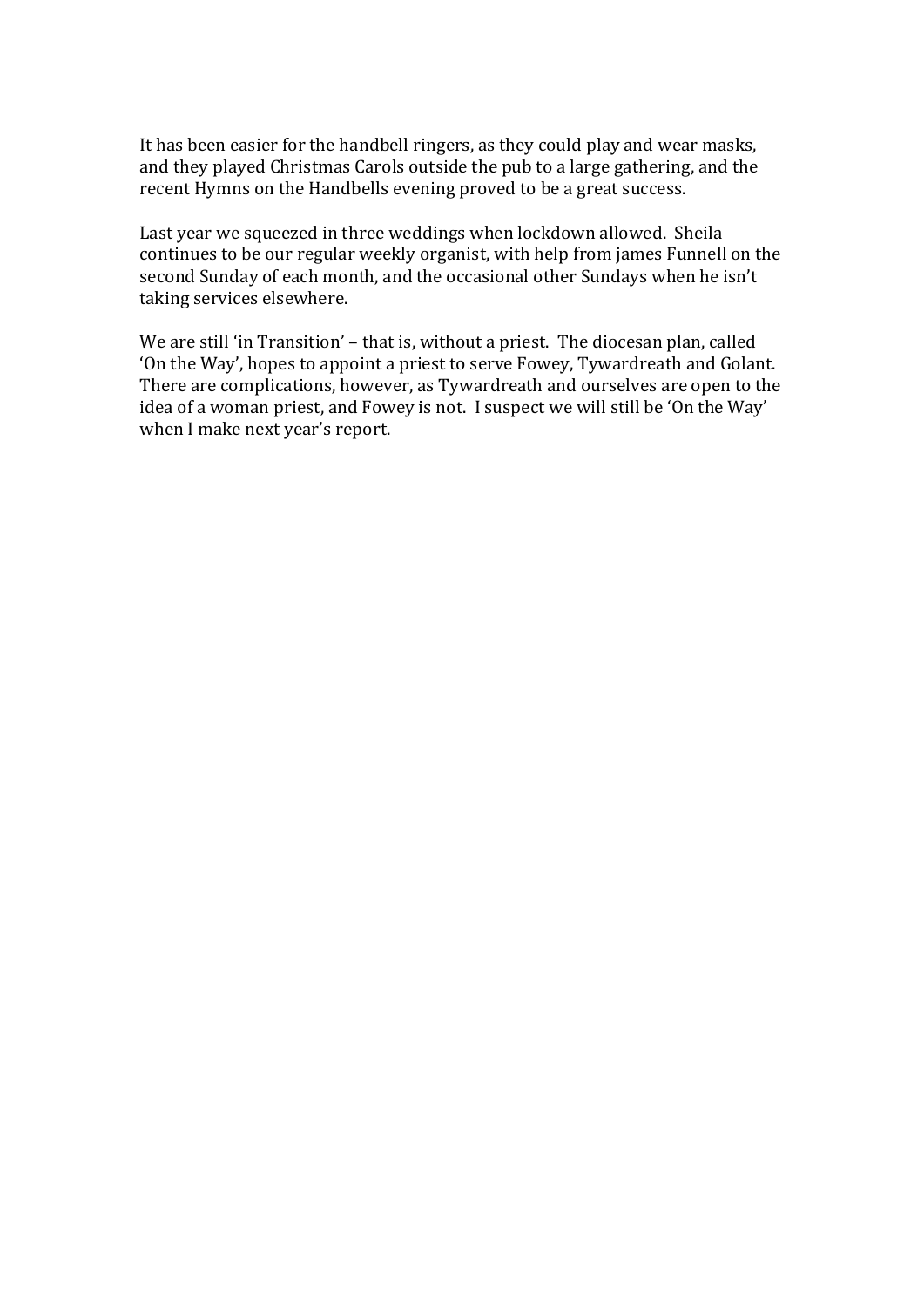It has been easier for the handbell ringers, as they could play and wear masks, and they played Christmas Carols outside the pub to a large gathering, and the recent Hymns on the Handbells evening proved to be a great success.

Last year we squeezed in three weddings when lockdown allowed. Sheila continues to be our regular weekly organist, with help from james Funnell on the second Sunday of each month, and the occasional other Sundays when he isn't taking services elsewhere.

We are still 'in Transition' – that is, without a priest. The diocesan plan, called 'On the Way', hopes to appoint a priest to serve Fowey, Tywardreath and Golant. There are complications, however, as Tywardreath and ourselves are open to the idea of a woman priest, and Fowey is not. I suspect we will still be 'On the Way' when I make next year's report.